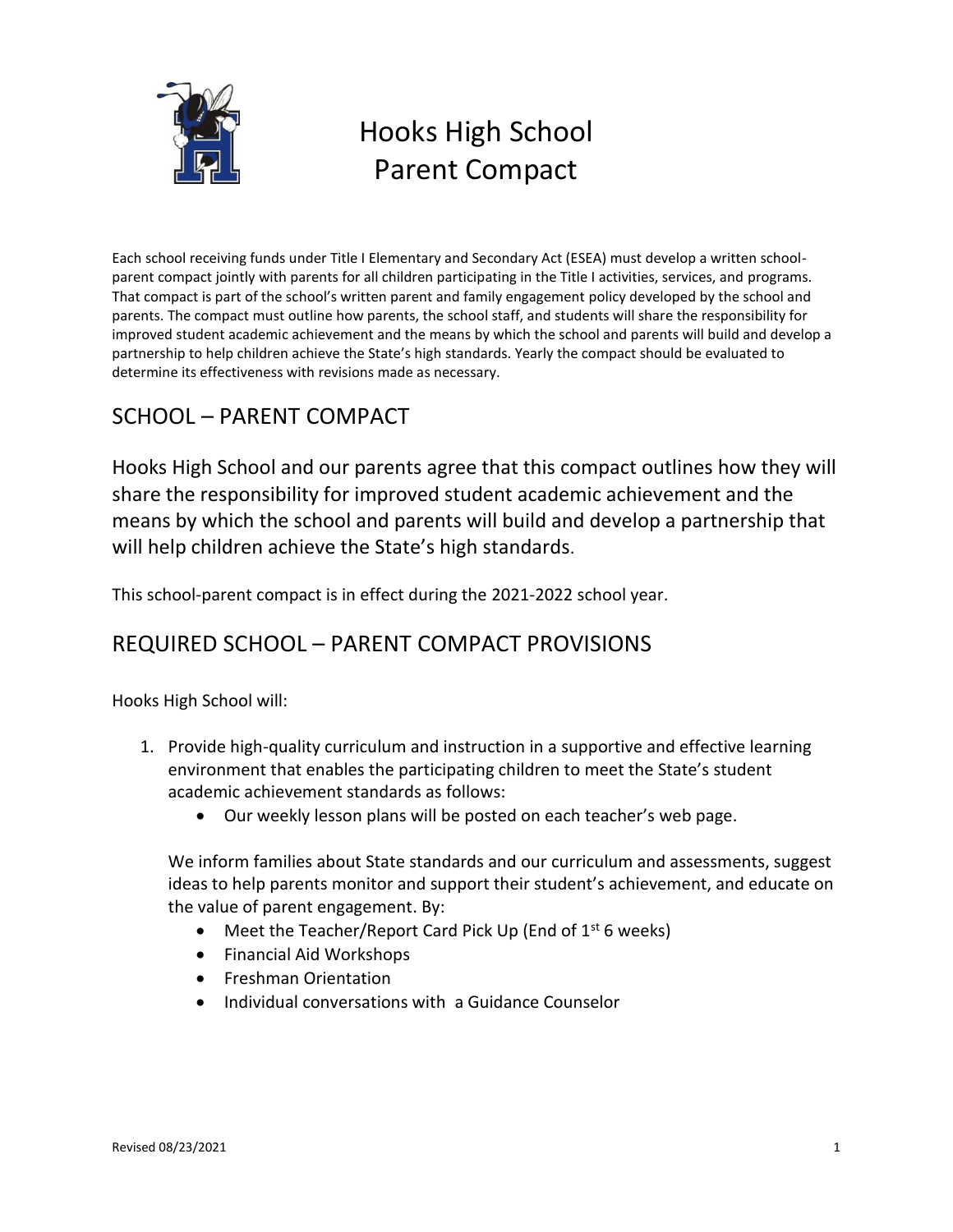# Hooks High School Parent Compact

Each school receiving funds under Title I Elementary and Secondary Act (ESEA) must develop a written school-parent compact jointly with parents for all children participating in the Title I activities, services, and programs. That compact is part of the school's written parent and family engagement policy developed by the school and parents. The compact must outline how parents, the school staff, and students will share the responsibility for improved student academic achievement and the means by which the school and parents will build and develop a partnership to help children achieve the State's high standards. Yearly the compact should be evaluated to determine its effectiveness with revisions made as necessary.

## SCHOOL – PARENT COMPACT

Hooks High School and our parents agree that this compact outlines how they will share the responsibility for improved student academic achievement and the means by which the school and parents will build and develop a partnership that will help children achieve the State's high standards.

This school-parent compact is in effect during the 2021-2022 school year.

## REQUIRED SCHOOL – PARENT COMPACT PROVISIONS

Hooks High School will:

1. Provide high-quality curriculum and instruction in a supportive and effective learning environment that enables the participating children to meet the State's student academic achievement standards as follows:
    - Our weekly lesson plans will be posted on each teacher's web page.

   We inform families about State standards and our curriculum and assessments, suggest ideas to help parents monitor and support their student's achievement, and educate on the value of parent engagement. By:
    - Meet the Teacher/Report Card Pick Up (End of 1st 6 weeks)
    - Financial Aid Workshops
    - Freshman Orientation
    - Individual conversations with a Guidance Counselor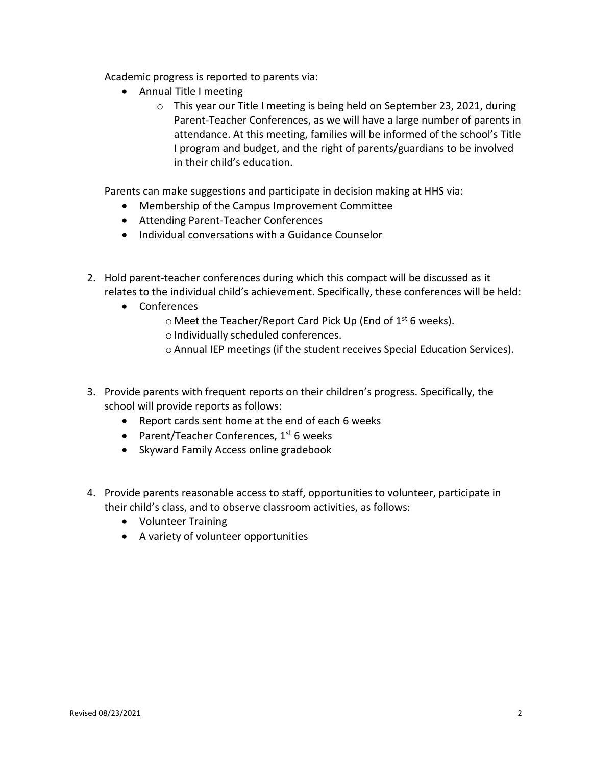Academic progress is reported to parents via:

- Annual Title I meeting
    - This year our Title I meeting is being held on September 23, 2021, during Parent-Teacher Conferences, as we will have a large number of parents in attendance. At this meeting, families will be informed of the school's Title I program and budget, and the right of parents/guardians to be involved in their child's education.

Parents can make suggestions and participate in decision making at HHS via:

- Membership of the Campus Improvement Committee
- Attending Parent-Teacher Conferences
- Individual conversations with a Guidance Counselor

2. Hold parent-teacher conferences during which this compact will be discussed as it relates to the individual child's achievement. Specifically, these conferences will be held:
    - Conferences
        - Meet the Teacher/Report Card Pick Up (End of 1st 6 weeks).
        - Individually scheduled conferences.
        - Annual IEP meetings (if the student receives Special Education Services).

3. Provide parents with frequent reports on their children's progress. Specifically, the school will provide reports as follows:
    - Report cards sent home at the end of each 6 weeks
    - Parent/Teacher Conferences, 1st 6 weeks
    - Skyward Family Access online gradebook

4. Provide parents reasonable access to staff, opportunities to volunteer, participate in their child's class, and to observe classroom activities, as follows:
    - Volunteer Training
    - A variety of volunteer opportunities

Revised 08/23/2021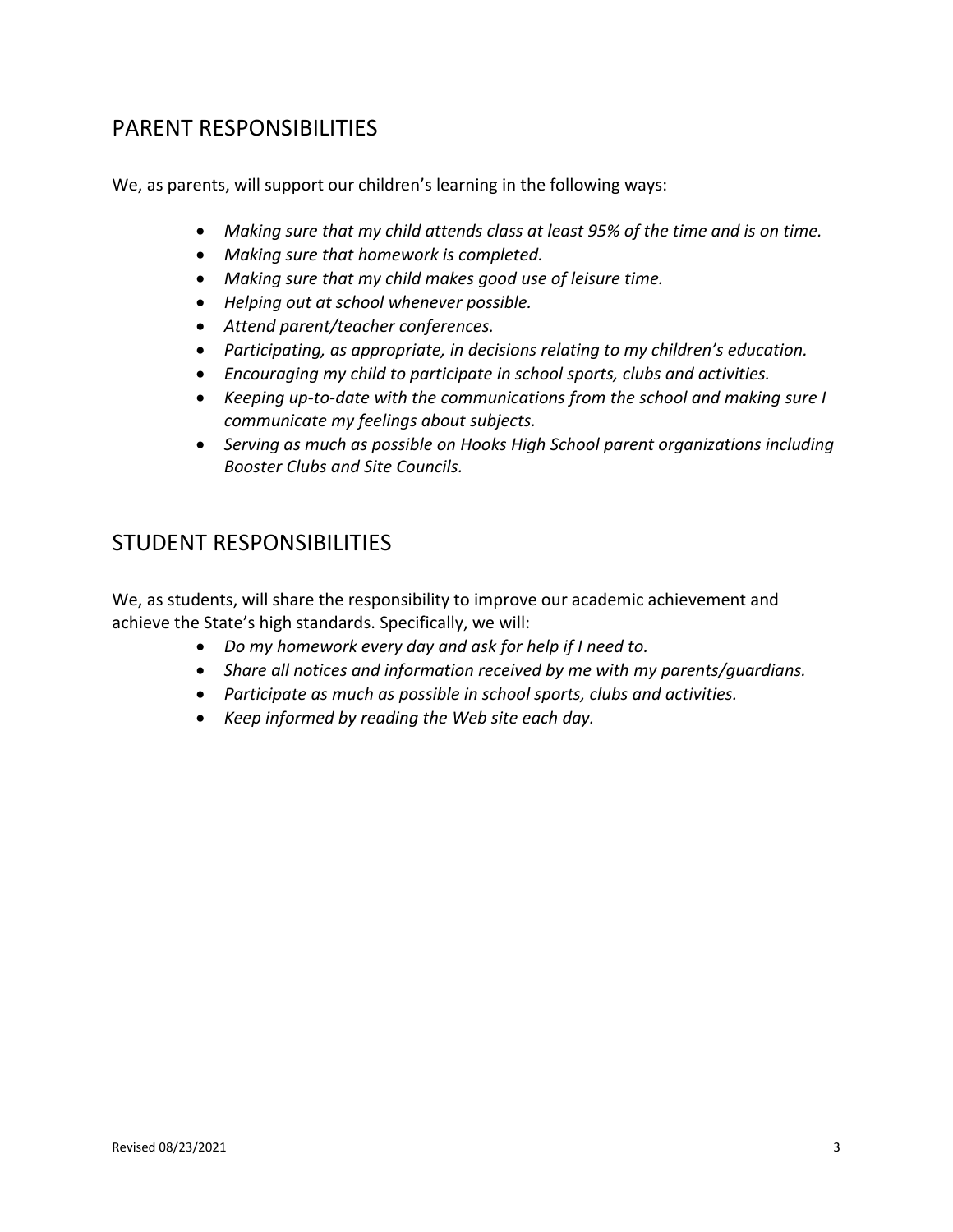## PARENT RESPONSIBILITIES

We, as parents, will support our children's learning in the following ways:

- *Making sure that my child attends class at least 95% of the time and is on time.*
- *Making sure that homework is completed.*
- *Making sure that my child makes good use of leisure time.*
- *Helping out at school whenever possible.*
- *Attend parent/teacher conferences.*
- *Participating, as appropriate, in decisions relating to my children's education.*
- *Encouraging my child to participate in school sports, clubs and activities.*
- *Keeping up-to-date with the communications from the school and making sure I communicate my feelings about subjects.*
- *Serving as much as possible on Hooks High School parent organizations including Booster Clubs and Site Councils.*

## STUDENT RESPONSIBILITIES

We, as students, will share the responsibility to improve our academic achievement and achieve the State's high standards. Specifically, we will:

- *Do my homework every day and ask for help if I need to.*
- *Share all notices and information received by me with my parents/guardians.*
- *Participate as much as possible in school sports, clubs and activities.*
- *Keep informed by reading the Web site each day.*

Revised 08/23/2021